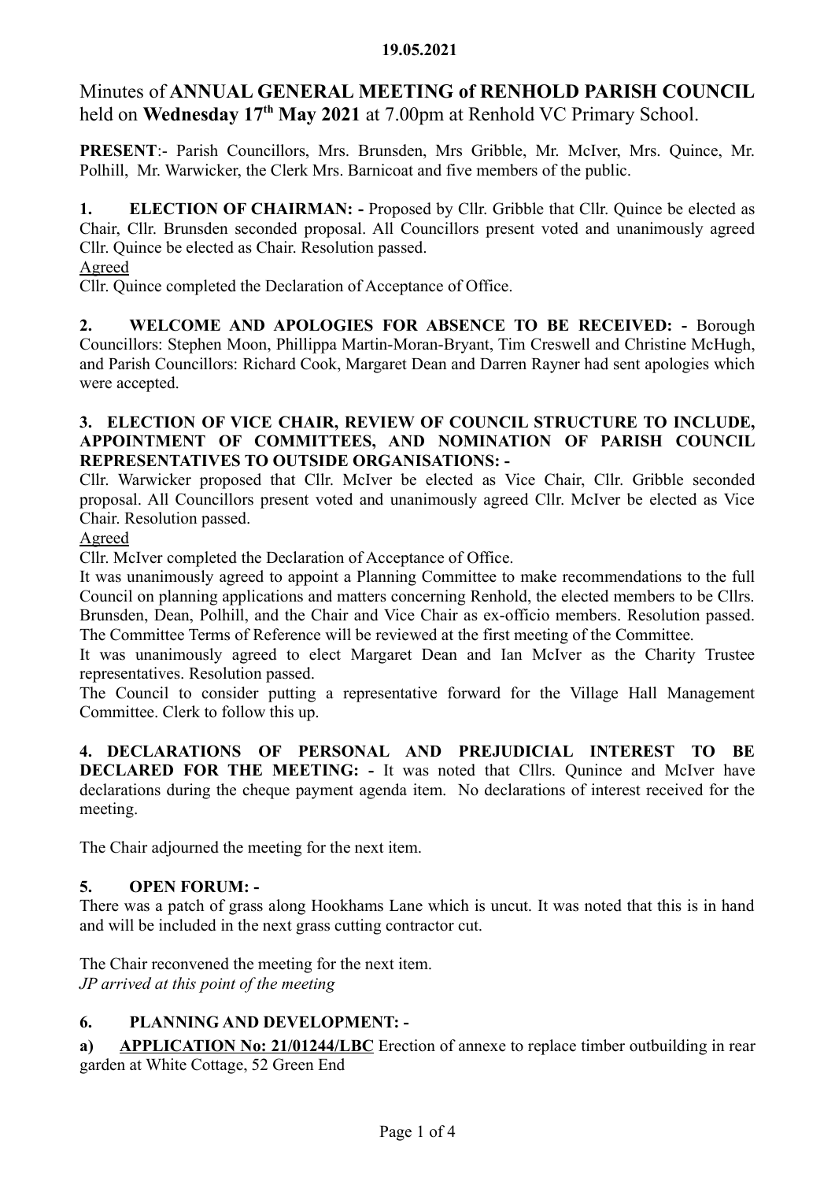**19.05.2021**

# Minutes of **ANNUAL GENERAL MEETING of RENHOLD PARISH COUNCIL** held on **Wednesday 17th May 2021** at 7.00pm at Renhold VC Primary School.

**PRESENT**:- Parish Councillors, Mrs. Brunsden, Mrs Gribble, Mr. McIver, Mrs. Quince, Mr. Polhill, Mr. Warwicker, the Clerk Mrs. Barnicoat and five members of the public.

**1. ELECTION OF CHAIRMAN: -** Proposed by Cllr. Gribble that Cllr. Quince be elected as Chair, Cllr. Brunsden seconded proposal. All Councillors present voted and unanimously agreed Cllr. Quince be elected as Chair. Resolution passed.

Agreed

Cllr. Quince completed the Declaration of Acceptance of Office.

**2. WELCOME AND APOLOGIES FOR ABSENCE TO BE RECEIVED: -** Borough Councillors: Stephen Moon, Phillippa Martin-Moran-Bryant, Tim Creswell and Christine McHugh, and Parish Councillors: Richard Cook, Margaret Dean and Darren Rayner had sent apologies which were accepted.

**3. ELECTION OF VICE CHAIR, REVIEW OF COUNCIL STRUCTURE TO INCLUDE, APPOINTMENT OF COMMITTEES, AND NOMINATION OF PARISH COUNCIL REPRESENTATIVES TO OUTSIDE ORGANISATIONS: -**

Cllr. Warwicker proposed that Cllr. McIver be elected as Vice Chair, Cllr. Gribble seconded proposal. All Councillors present voted and unanimously agreed Cllr. McIver be elected as Vice Chair. Resolution passed.

Agreed

Cllr. McIver completed the Declaration of Acceptance of Office.

It was unanimously agreed to appoint a Planning Committee to make recommendations to the full Council on planning applications and matters concerning Renhold, the elected members to be Cllrs. Brunsden, Dean, Polhill, and the Chair and Vice Chair as ex-officio members. Resolution passed.

The Committee Terms of Reference will be reviewed at the first meeting of the Committee.

It was unanimously agreed to elect Margaret Dean and Ian McIver as the Charity Trustee representatives. Resolution passed.

The Council to consider putting a representative forward for the Village Hall Management Committee. Clerk to follow this up.

**4. DECLARATIONS OF PERSONAL AND PREJUDICIAL INTEREST TO BE DECLARED FOR THE MEETING: -** It was noted that Cllrs. Qunince and McIver have declarations during the cheque payment agenda item. No declarations of interest received for the meeting.

The Chair adjourned the meeting for the next item.

**5. OPEN FORUM: -**

There was a patch of grass along Hookhams Lane which is uncut. It was noted that this is in hand and will be included in the next grass cutting contractor cut.

The Chair reconvened the meeting for the next item.

*JP arrived at this point of the meeting*

**6. PLANNING AND DEVELOPMENT: -**

**a) APPLICATION No: 21/01244/LBC** Erection of annexe to replace timber outbuilding in rear garden at White Cottage, 52 Green End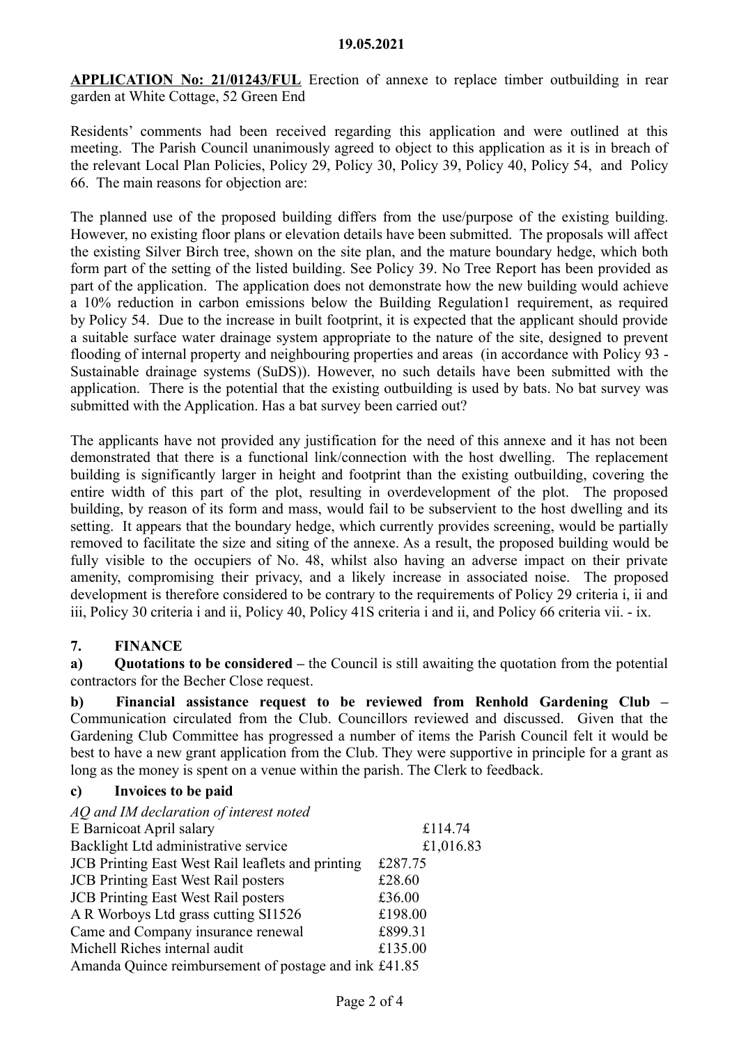**19.05.2021**

**APPLICATION No: 21/01243/FUL** Erection of annexe to replace timber outbuilding in rear garden at White Cottage, 52 Green End

Residents' comments had been received regarding this application and were outlined at this meeting. The Parish Council unanimously agreed to object to this application as it is in breach of the relevant Local Plan Policies, Policy 29, Policy 30, Policy 39, Policy 40, Policy 54, and Policy 66. The main reasons for objection are:

The planned use of the proposed building differs from the use/purpose of the existing building. However, no existing floor plans or elevation details have been submitted. The proposals will affect the existing Silver Birch tree, shown on the site plan, and the mature boundary hedge, which both form part of the setting of the listed building. See Policy 39. No Tree Report has been provided as part of the application. The application does not demonstrate how the new building would achieve a 10% reduction in carbon emissions below the Building Regulation1 requirement, as required by Policy 54. Due to the increase in built footprint, it is expected that the applicant should provide a suitable surface water drainage system appropriate to the nature of the site, designed to prevent flooding of internal property and neighbouring properties and areas (in accordance with Policy 93 - Sustainable drainage systems (SuDS)). However, no such details have been submitted with the application. There is the potential that the existing outbuilding is used by bats. No bat survey was submitted with the Application. Has a bat survey been carried out?

The applicants have not provided any justification for the need of this annexe and it has not been demonstrated that there is a functional link/connection with the host dwelling. The replacement building is significantly larger in height and footprint than the existing outbuilding, covering the entire width of this part of the plot, resulting in overdevelopment of the plot. The proposed building, by reason of its form and mass, would fail to be subservient to the host dwelling and its setting. It appears that the boundary hedge, which currently provides screening, would be partially removed to facilitate the size and siting of the annexe. As a result, the proposed building would be fully visible to the occupiers of No. 48, whilst also having an adverse impact on their private amenity, compromising their privacy, and a likely increase in associated noise. The proposed development is therefore considered to be contrary to the requirements of Policy 29 criteria i, ii and iii, Policy 30 criteria i and ii, Policy 40, Policy 41S criteria i and ii, and Policy 66 criteria vii. - ix.

## 7. FINANCE

**a) Quotations to be considered –** the Council is still awaiting the quotation from the potential contractors for the Becher Close request.

**b) Financial assistance request to be reviewed from Renhold Gardening Club –** Communication circulated from the Club. Councillors reviewed and discussed. Given that the Gardening Club Committee has progressed a number of items the Parish Council felt it would be best to have a new grant application from the Club. They were supportive in principle for a grant as long as the money is spent on a venue within the parish. The Clerk to feedback.

**c) Invoices to be paid**

*AQ and IM declaration of interest noted*

| | |
|---|---|
| E Barnicoat April salary | £114.74 |
| Backlight Ltd administrative service | £1,016.83 |
| JCB Printing East West Rail leaflets and printing | £287.75 |
| JCB Printing East West Rail posters | £28.60 |
| JCB Printing East West Rail posters | £36.00 |
| A R Worboys Ltd grass cutting SI1526 | £198.00 |
| Came and Company insurance renewal | £899.31 |
| Michell Riches internal audit | £135.00 |
| Amanda Quince reimbursement of postage and ink | £41.85 |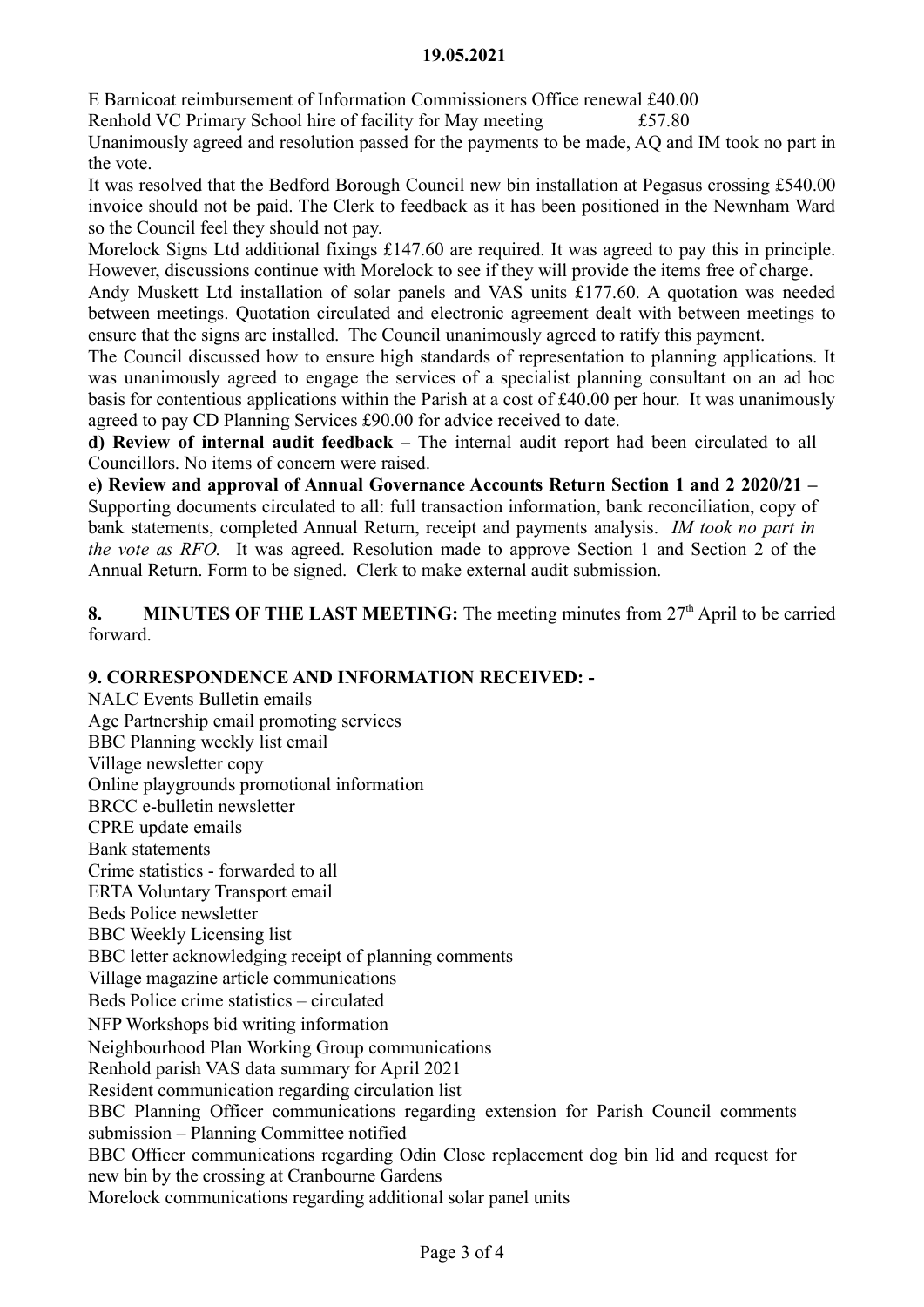E Barnicoat reimbursement of Information Commissioners Office renewal £40.00

Renhold VC Primary School hire of facility for May meeting £57.80

Unanimously agreed and resolution passed for the payments to be made, AQ and IM took no part in the vote.

It was resolved that the Bedford Borough Council new bin installation at Pegasus crossing £540.00 invoice should not be paid. The Clerk to feedback as it has been positioned in the Newnham Ward so the Council feel they should not pay.

Morelock Signs Ltd additional fixings £147.60 are required. It was agreed to pay this in principle. However, discussions continue with Morelock to see if they will provide the items free of charge.

Andy Muskett Ltd installation of solar panels and VAS units £177.60. A quotation was needed between meetings. Quotation circulated and electronic agreement dealt with between meetings to ensure that the signs are installed. The Council unanimously agreed to ratify this payment.

The Council discussed how to ensure high standards of representation to planning applications. It was unanimously agreed to engage the services of a specialist planning consultant on an ad hoc basis for contentious applications within the Parish at a cost of £40.00 per hour. It was unanimously agreed to pay CD Planning Services £90.00 for advice received to date.

**d) Review of internal audit feedback –** The internal audit report had been circulated to all Councillors. No items of concern were raised.

**e) Review and approval of Annual Governance Accounts Return Section 1 and 2 2020/21 –** Supporting documents circulated to all: full transaction information, bank reconciliation, copy of bank statements, completed Annual Return, receipt and payments analysis. *IM took no part in the vote as RFO.* It was agreed. Resolution made to approve Section 1 and Section 2 of the Annual Return. Form to be signed. Clerk to make external audit submission.

**8. MINUTES OF THE LAST MEETING:** The meeting minutes from 27th April to be carried forward.

**9. CORRESPONDENCE AND INFORMATION RECEIVED: -**

NALC Events Bulletin emails
Age Partnership email promoting services
BBC Planning weekly list email
Village newsletter copy
Online playgrounds promotional information
BRCC e-bulletin newsletter
CPRE update emails
Bank statements
Crime statistics - forwarded to all
ERTA Voluntary Transport email
Beds Police newsletter
BBC Weekly Licensing list
BBC letter acknowledging receipt of planning comments
Village magazine article communications
Beds Police crime statistics – circulated
NFP Workshops bid writing information
Neighbourhood Plan Working Group communications
Renhold parish VAS data summary for April 2021
Resident communication regarding circulation list
BBC Planning Officer communications regarding extension for Parish Council comments submission – Planning Committee notified
BBC Officer communications regarding Odin Close replacement dog bin lid and request for new bin by the crossing at Cranbourne Gardens
Morelock communications regarding additional solar panel units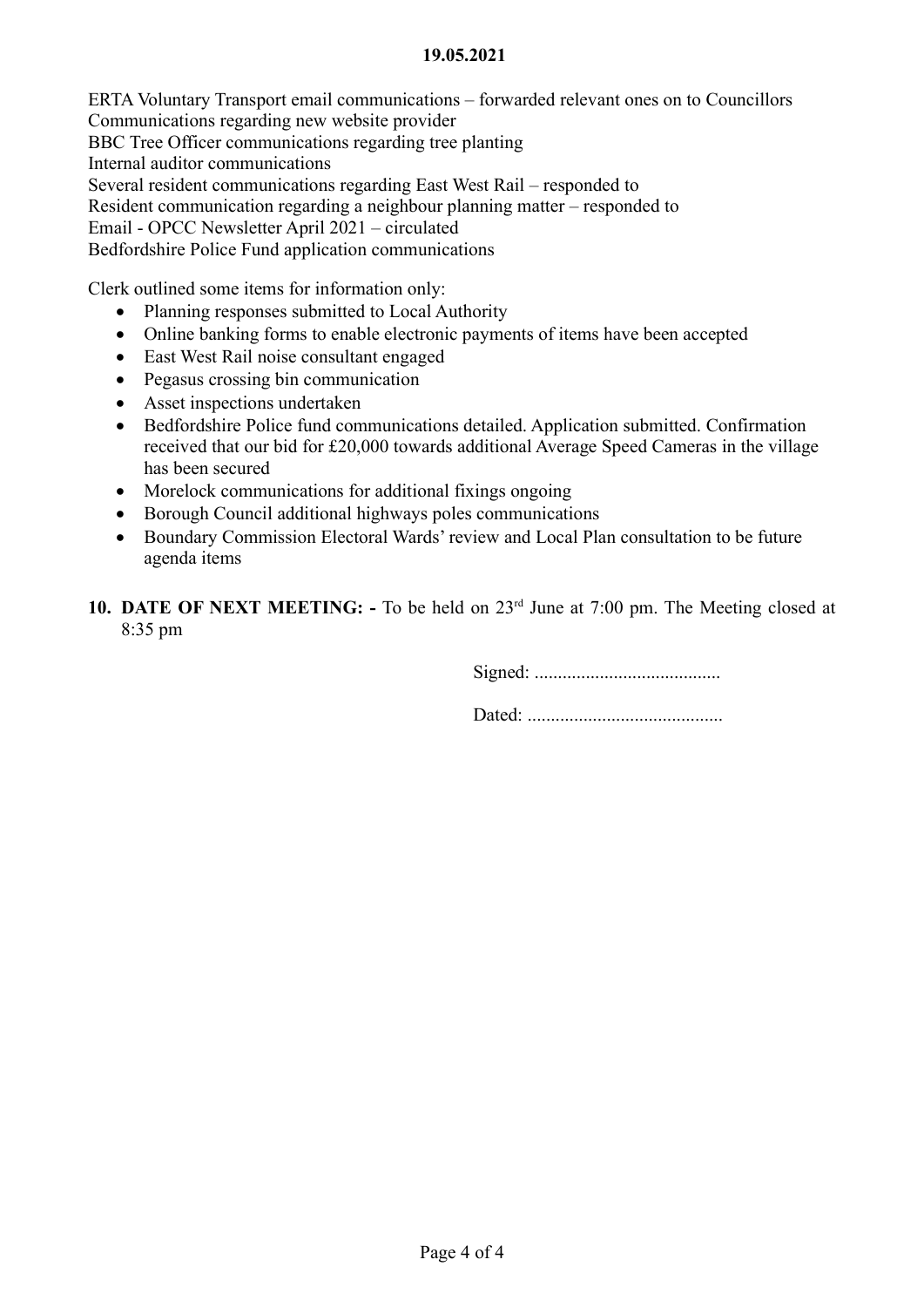**19.05.2021**

ERTA Voluntary Transport email communications – forwarded relevant ones on to Councillors
Communications regarding new website provider
BBC Tree Officer communications regarding tree planting
Internal auditor communications
Several resident communications regarding East West Rail – responded to
Resident communication regarding a neighbour planning matter – responded to
Email - OPCC Newsletter April 2021 – circulated
Bedfordshire Police Fund application communications

Clerk outlined some items for information only:

- Planning responses submitted to Local Authority
- Online banking forms to enable electronic payments of items have been accepted
- East West Rail noise consultant engaged
- Pegasus crossing bin communication
- Asset inspections undertaken
- Bedfordshire Police fund communications detailed. Application submitted. Confirmation received that our bid for £20,000 towards additional Average Speed Cameras in the village has been secured
- Morelock communications for additional fixings ongoing
- Borough Council additional highways poles communications
- Boundary Commission Electoral Wards' review and Local Plan consultation to be future agenda items

**10. DATE OF NEXT MEETING: -** To be held on 23rd June at 7:00 pm. The Meeting closed at 8:35 pm

Signed: ........................................

Dated: ..........................................